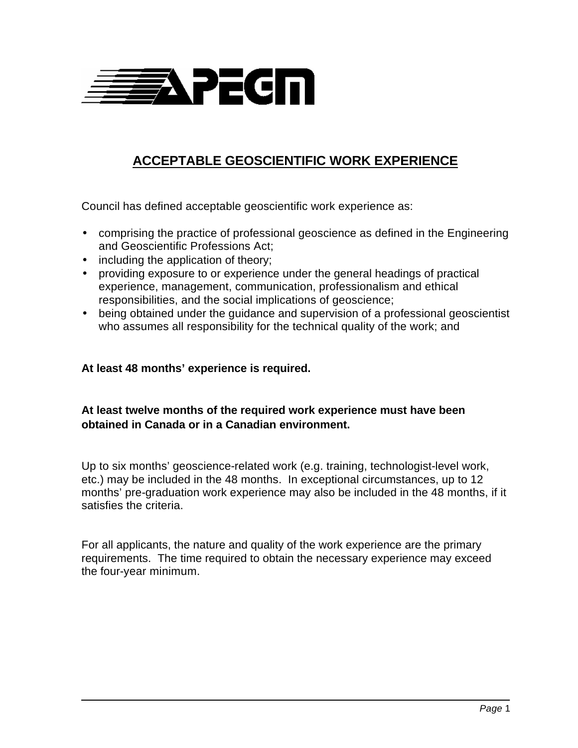APEGM

# ACCEPTABLE GEOSCIENTIFIC WORK EXPERIENCE

Council has defined acceptable geoscientific work experience as:

- comprising the practice of professional geoscience as defined in the Engineering and Geoscientific Professions Act;
- including the application of theory;
- providing exposure to or experience under the general headings of practical experience, management, communication, professionalism and ethical responsibilities, and the social implications of geoscience;
- being obtained under the guidance and supervision of a professional geoscientist who assumes all responsibility for the technical quality of the work; and

**At least 48 months' experience is required.**

**At least twelve months of the required work experience must have been obtained in Canada or in a Canadian environment.**

Up to six months' geoscience-related work (e.g. training, technologist-level work, etc.) may be included in the 48 months. In exceptional circumstances, up to 12 months' pre-graduation work experience may also be included in the 48 months, if it satisfies the criteria.

For all applicants, the nature and quality of the work experience are the primary requirements. The time required to obtain the necessary experience may exceed the four-year minimum.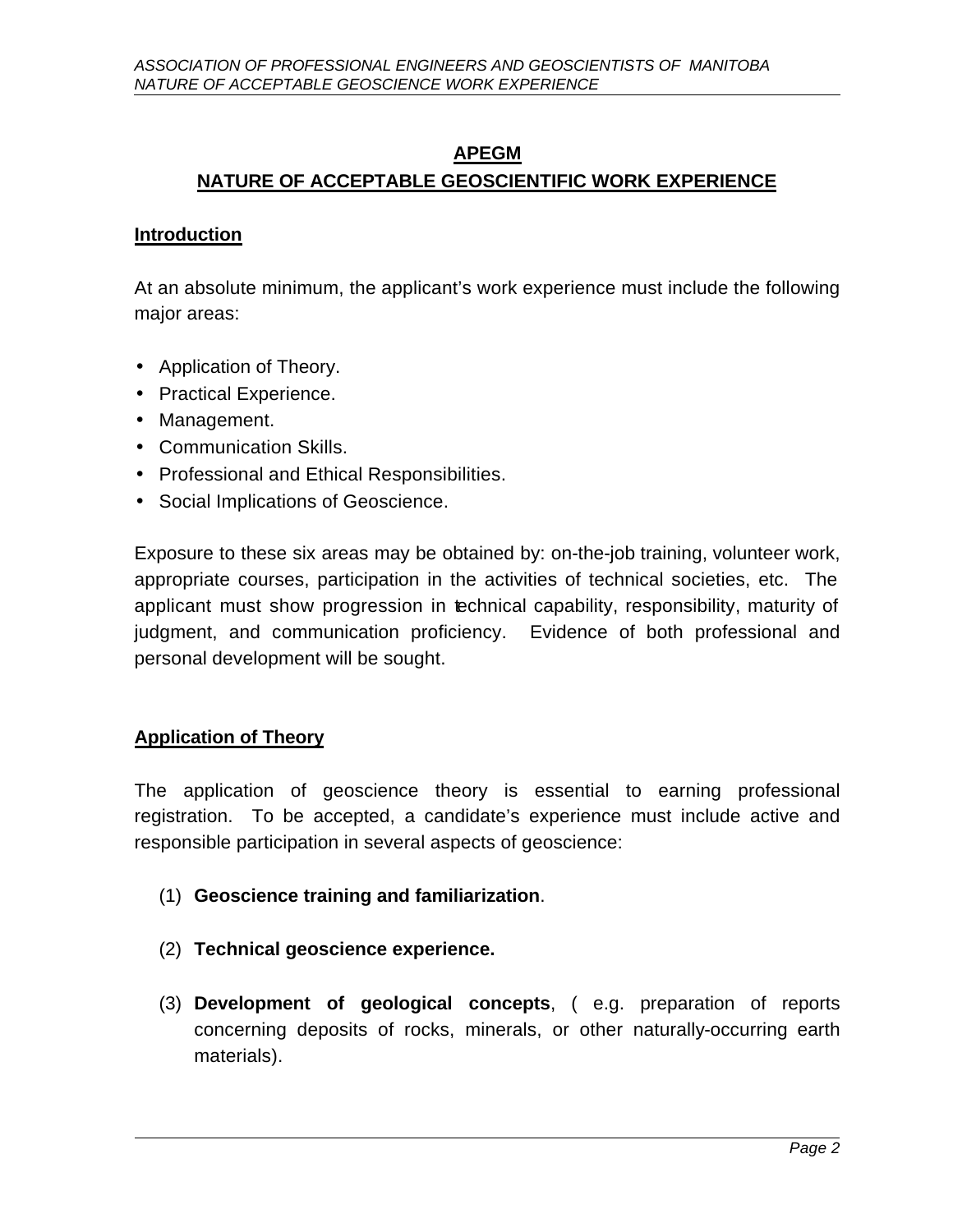## APEGM
## NATURE OF ACCEPTABLE GEOSCIENTIFIC WORK EXPERIENCE

### Introduction

At an absolute minimum, the applicant's work experience must include the following major areas:

- Application of Theory.
- Practical Experience.
- Management.
- Communication Skills.
- Professional and Ethical Responsibilities.
- Social Implications of Geoscience.

Exposure to these six areas may be obtained by: on-the-job training, volunteer work, appropriate courses, participation in the activities of technical societies, etc. The applicant must show progression in technical capability, responsibility, maturity of judgment, and communication proficiency. Evidence of both professional and personal development will be sought.

### Application of Theory

The application of geoscience theory is essential to earning professional registration. To be accepted, a candidate's experience must include active and responsible participation in several aspects of geoscience:

(1) **Geoscience training and familiarization**.

(2) **Technical geoscience experience.**

(3) **Development of geological concepts**, ( e.g. preparation of reports concerning deposits of rocks, minerals, or other naturally-occurring earth materials).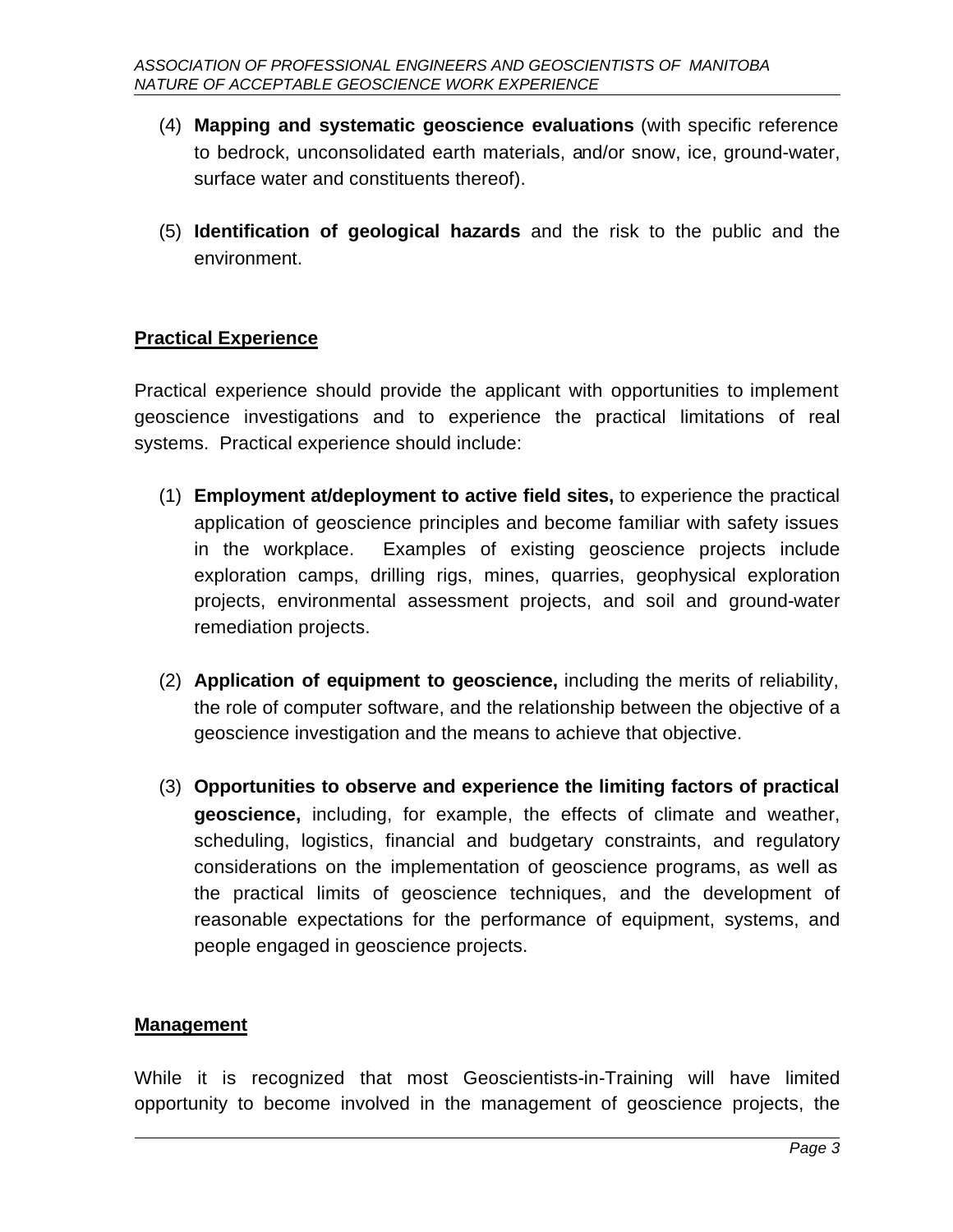(4) **Mapping and systematic geoscience evaluations** (with specific reference to bedrock, unconsolidated earth materials, and/or snow, ice, ground-water, surface water and constituents thereof).

(5) **Identification of geological hazards** and the risk to the public and the environment.

## Practical Experience

Practical experience should provide the applicant with opportunities to implement geoscience investigations and to experience the practical limitations of real systems. Practical experience should include:

(1) **Employment at/deployment to active field sites,** to experience the practical application of geoscience principles and become familiar with safety issues in the workplace. Examples of existing geoscience projects include exploration camps, drilling rigs, mines, quarries, geophysical exploration projects, environmental assessment projects, and soil and ground-water remediation projects.

(2) **Application of equipment to geoscience,** including the merits of reliability, the role of computer software, and the relationship between the objective of a geoscience investigation and the means to achieve that objective.

(3) **Opportunities to observe and experience the limiting factors of practical geoscience,** including, for example, the effects of climate and weather, scheduling, logistics, financial and budgetary constraints, and regulatory considerations on the implementation of geoscience programs, as well as the practical limits of geoscience techniques, and the development of reasonable expectations for the performance of equipment, systems, and people engaged in geoscience projects.

## Management

While it is recognized that most Geoscientists-in-Training will have limited opportunity to become involved in the management of geoscience projects, the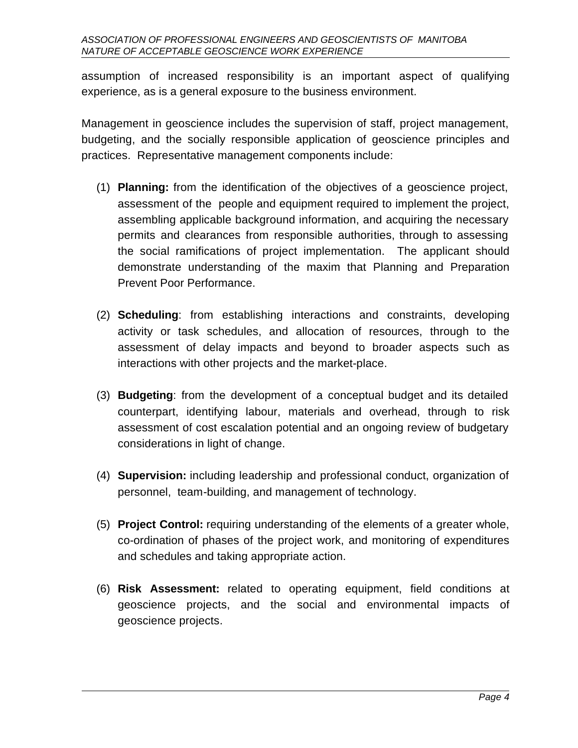assumption of increased responsibility is an important aspect of qualifying experience, as is a general exposure to the business environment.

Management in geoscience includes the supervision of staff, project management, budgeting, and the socially responsible application of geoscience principles and practices. Representative management components include:

(1) **Planning:** from the identification of the objectives of a geoscience project, assessment of the people and equipment required to implement the project, assembling applicable background information, and acquiring the necessary permits and clearances from responsible authorities, through to assessing the social ramifications of project implementation. The applicant should demonstrate understanding of the maxim that Planning and Preparation Prevent Poor Performance.

(2) **Scheduling**: from establishing interactions and constraints, developing activity or task schedules, and allocation of resources, through to the assessment of delay impacts and beyond to broader aspects such as interactions with other projects and the market-place.

(3) **Budgeting**: from the development of a conceptual budget and its detailed counterpart, identifying labour, materials and overhead, through to risk assessment of cost escalation potential and an ongoing review of budgetary considerations in light of change.

(4) **Supervision:** including leadership and professional conduct, organization of personnel, team-building, and management of technology.

(5) **Project Control:** requiring understanding of the elements of a greater whole, co-ordination of phases of the project work, and monitoring of expenditures and schedules and taking appropriate action.

(6) **Risk Assessment:** related to operating equipment, field conditions at geoscience projects, and the social and environmental impacts of geoscience projects.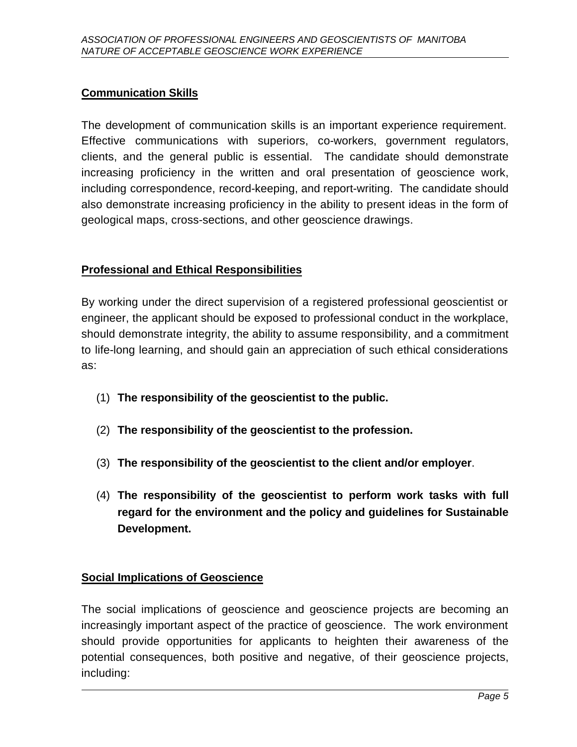## Communication Skills

The development of communication skills is an important experience requirement. Effective communications with superiors, co-workers, government regulators, clients, and the general public is essential. The candidate should demonstrate increasing proficiency in the written and oral presentation of geoscience work, including correspondence, record-keeping, and report-writing. The candidate should also demonstrate increasing proficiency in the ability to present ideas in the form of geological maps, cross-sections, and other geoscience drawings.

## Professional and Ethical Responsibilities

By working under the direct supervision of a registered professional geoscientist or engineer, the applicant should be exposed to professional conduct in the workplace, should demonstrate integrity, the ability to assume responsibility, and a commitment to life-long learning, and should gain an appreciation of such ethical considerations as:

(1) **The responsibility of the geoscientist to the public.**

(2) **The responsibility of the geoscientist to the profession.**

(3) **The responsibility of the geoscientist to the client and/or employer**.

(4) **The responsibility of the geoscientist to perform work tasks with full regard for the environment and the policy and guidelines for Sustainable Development.**

## Social Implications of Geoscience

The social implications of geoscience and geoscience projects are becoming an increasingly important aspect of the practice of geoscience. The work environment should provide opportunities for applicants to heighten their awareness of the potential consequences, both positive and negative, of their geoscience projects, including: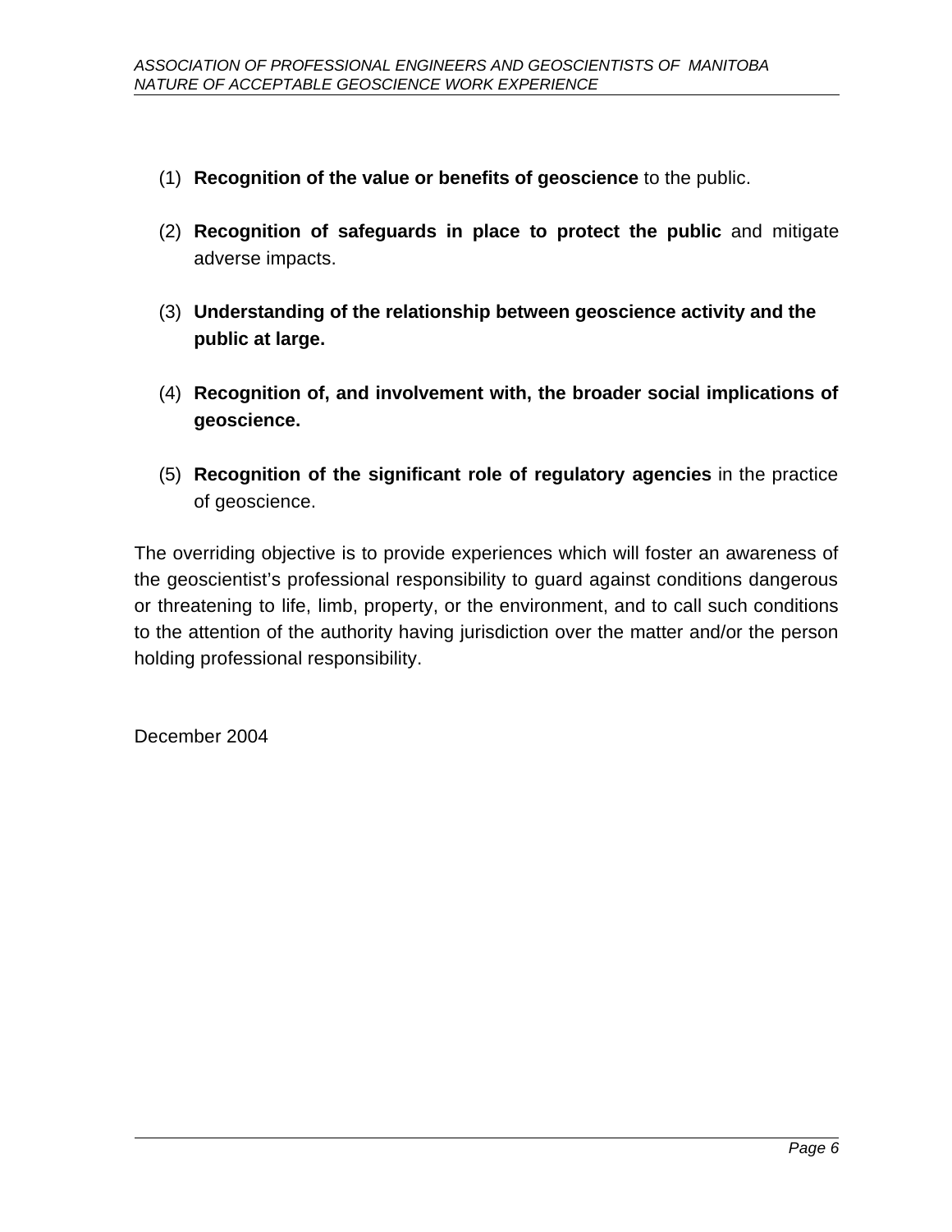(1) **Recognition of the value or benefits of geoscience** to the public.

(2) **Recognition of safeguards in place to protect the public** and mitigate adverse impacts.

(3) **Understanding of the relationship between geoscience activity and the public at large.**

(4) **Recognition of, and involvement with, the broader social implications of geoscience.**

(5) **Recognition of the significant role of regulatory agencies** in the practice of geoscience.

The overriding objective is to provide experiences which will foster an awareness of the geoscientist's professional responsibility to guard against conditions dangerous or threatening to life, limb, property, or the environment, and to call such conditions to the attention of the authority having jurisdiction over the matter and/or the person holding professional responsibility.

December 2004